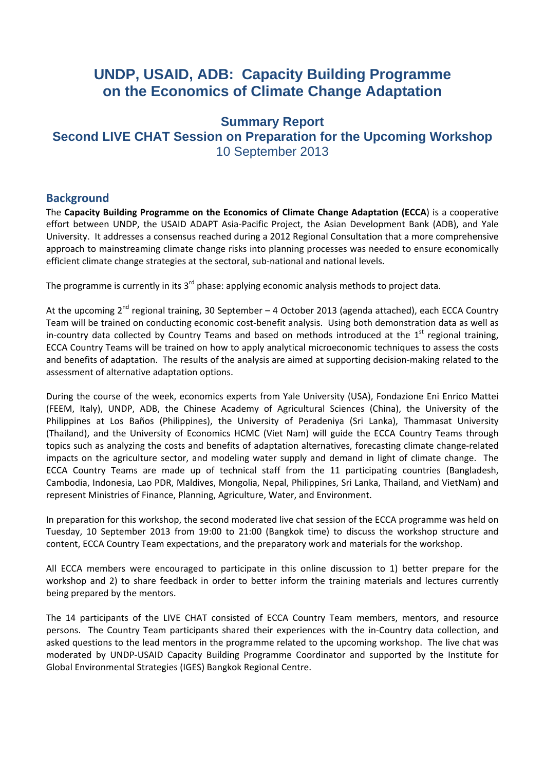# UNDP, USAID, ADB: Capacity Building Programme on the Economics of Climate Change Adaptation

## Summary Report
## Second LIVE CHAT Session on Preparation for the Upcoming Workshop
10 September 2013

## Background

The **Capacity Building Programme on the Economics of Climate Change Adaptation (ECCA**) is a cooperative effort between UNDP, the USAID ADAPT Asia-Pacific Project, the Asian Development Bank (ADB), and Yale University. It addresses a consensus reached during a 2012 Regional Consultation that a more comprehensive approach to mainstreaming climate change risks into planning processes was needed to ensure economically efficient climate change strategies at the sectoral, sub-national and national levels.

The programme is currently in its 3rd phase: applying economic analysis methods to project data.

At the upcoming 2nd regional training, 30 September – 4 October 2013 (agenda attached), each ECCA Country Team will be trained on conducting economic cost-benefit analysis. Using both demonstration data as well as in-country data collected by Country Teams and based on methods introduced at the 1st regional training, ECCA Country Teams will be trained on how to apply analytical microeconomic techniques to assess the costs and benefits of adaptation. The results of the analysis are aimed at supporting decision-making related to the assessment of alternative adaptation options.

During the course of the week, economics experts from Yale University (USA), Fondazione Eni Enrico Mattei (FEEM, Italy), UNDP, ADB, the Chinese Academy of Agricultural Sciences (China), the University of the Philippines at Los Baños (Philippines), the University of Peradeniya (Sri Lanka), Thammasat University (Thailand), and the University of Economics HCMC (Viet Nam) will guide the ECCA Country Teams through topics such as analyzing the costs and benefits of adaptation alternatives, forecasting climate change-related impacts on the agriculture sector, and modeling water supply and demand in light of climate change. The ECCA Country Teams are made up of technical staff from the 11 participating countries (Bangladesh, Cambodia, Indonesia, Lao PDR, Maldives, Mongolia, Nepal, Philippines, Sri Lanka, Thailand, and VietNam) and represent Ministries of Finance, Planning, Agriculture, Water, and Environment.

In preparation for this workshop, the second moderated live chat session of the ECCA programme was held on Tuesday, 10 September 2013 from 19:00 to 21:00 (Bangkok time) to discuss the workshop structure and content, ECCA Country Team expectations, and the preparatory work and materials for the workshop.

All ECCA members were encouraged to participate in this online discussion to 1) better prepare for the workshop and 2) to share feedback in order to better inform the training materials and lectures currently being prepared by the mentors.

The 14 participants of the LIVE CHAT consisted of ECCA Country Team members, mentors, and resource persons. The Country Team participants shared their experiences with the in-Country data collection, and asked questions to the lead mentors in the programme related to the upcoming workshop. The live chat was moderated by UNDP-USAID Capacity Building Programme Coordinator and supported by the Institute for Global Environmental Strategies (IGES) Bangkok Regional Centre.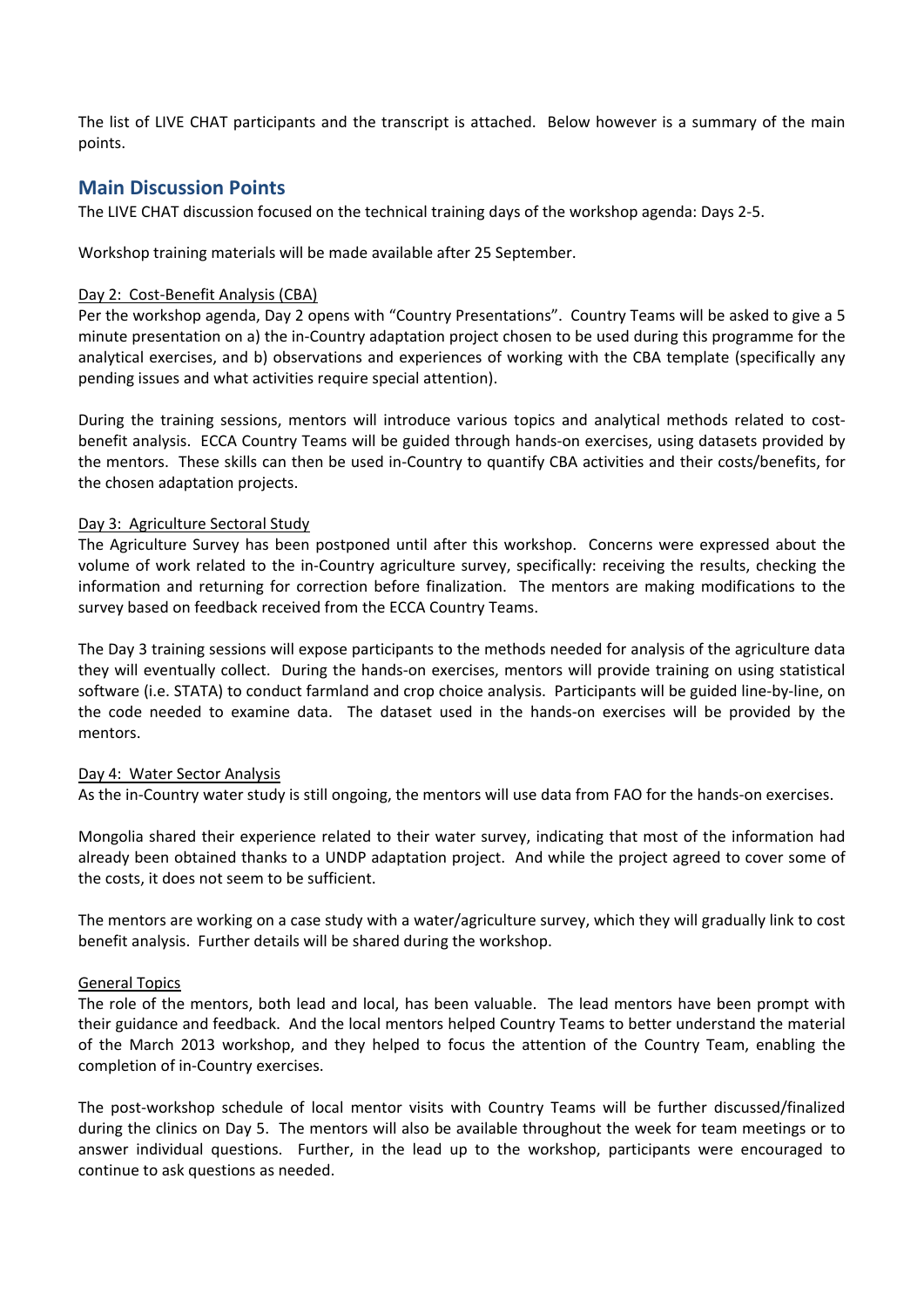The list of LIVE CHAT participants and the transcript is attached. Below however is a summary of the main points.

## Main Discussion Points

The LIVE CHAT discussion focused on the technical training days of the workshop agenda: Days 2-5.

Workshop training materials will be made available after 25 September.

Day 2: Cost-Benefit Analysis (CBA)

Per the workshop agenda, Day 2 opens with "Country Presentations". Country Teams will be asked to give a 5 minute presentation on a) the in-Country adaptation project chosen to be used during this programme for the analytical exercises, and b) observations and experiences of working with the CBA template (specifically any pending issues and what activities require special attention).

During the training sessions, mentors will introduce various topics and analytical methods related to cost-benefit analysis. ECCA Country Teams will be guided through hands-on exercises, using datasets provided by the mentors. These skills can then be used in-Country to quantify CBA activities and their costs/benefits, for the chosen adaptation projects.

Day 3: Agriculture Sectoral Study

The Agriculture Survey has been postponed until after this workshop. Concerns were expressed about the volume of work related to the in-Country agriculture survey, specifically: receiving the results, checking the information and returning for correction before finalization. The mentors are making modifications to the survey based on feedback received from the ECCA Country Teams.

The Day 3 training sessions will expose participants to the methods needed for analysis of the agriculture data they will eventually collect. During the hands-on exercises, mentors will provide training on using statistical software (i.e. STATA) to conduct farmland and crop choice analysis. Participants will be guided line-by-line, on the code needed to examine data. The dataset used in the hands-on exercises will be provided by the mentors.

Day 4: Water Sector Analysis

As the in-Country water study is still ongoing, the mentors will use data from FAO for the hands-on exercises.

Mongolia shared their experience related to their water survey, indicating that most of the information had already been obtained thanks to a UNDP adaptation project. And while the project agreed to cover some of the costs, it does not seem to be sufficient.

The mentors are working on a case study with a water/agriculture survey, which they will gradually link to cost benefit analysis. Further details will be shared during the workshop.

General Topics

The role of the mentors, both lead and local, has been valuable. The lead mentors have been prompt with their guidance and feedback. And the local mentors helped Country Teams to better understand the material of the March 2013 workshop, and they helped to focus the attention of the Country Team, enabling the completion of in-Country exercises.

The post-workshop schedule of local mentor visits with Country Teams will be further discussed/finalized during the clinics on Day 5. The mentors will also be available throughout the week for team meetings or to answer individual questions. Further, in the lead up to the workshop, participants were encouraged to continue to ask questions as needed.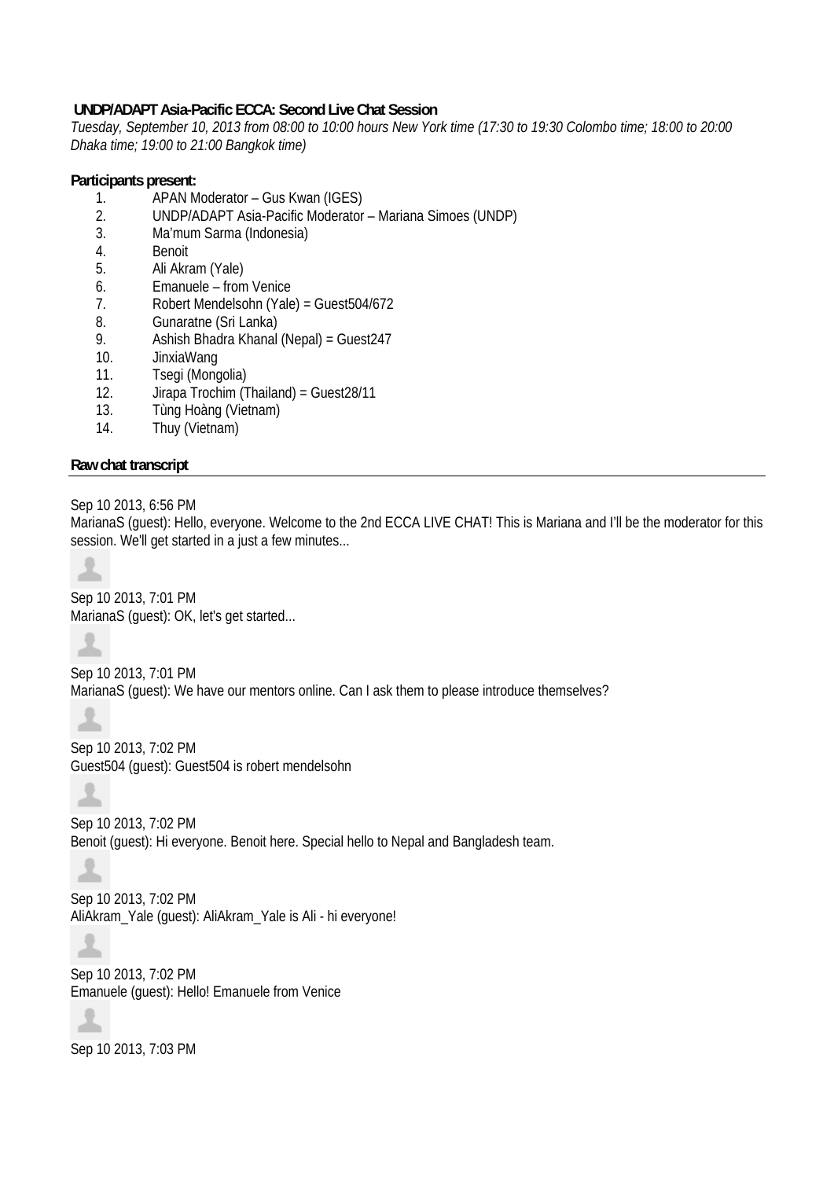**UNDP/ADAPT Asia-Pacific ECCA: Second Live Chat Session**

*Tuesday, September 10, 2013 from 08:00 to 10:00 hours New York time (17:30 to 19:30 Colombo time; 18:00 to 20:00 Dhaka time; 19:00 to 21:00 Bangkok time)*

**Participants present:**

1. APAN Moderator – Gus Kwan (IGES)
2. UNDP/ADAPT Asia-Pacific Moderator – Mariana Simoes (UNDP)
3. Ma'mum Sarma (Indonesia)
4. Benoit
5. Ali Akram (Yale)
6. Emanuele – from Venice
7. Robert Mendelsohn (Yale) = Guest504/672
8. Gunaratne (Sri Lanka)
9. Ashish Bhadra Khanal (Nepal) = Guest247
10. JinxiaWang
11. Tsegi (Mongolia)
12. Jirapa Trochim (Thailand) = Guest28/11
13. Tùng Hoàng (Vietnam)
14. Thuy (Vietnam)

**Raw chat transcript**

Sep 10 2013, 6:56 PM
MarianaS (guest): Hello, everyone. Welcome to the 2nd ECCA LIVE CHAT! This is Mariana and I'll be the moderator for this session. We'll get started in a just a few minutes...

Sep 10 2013, 7:01 PM
MarianaS (guest): OK, let's get started...

Sep 10 2013, 7:01 PM
MarianaS (guest): We have our mentors online. Can I ask them to please introduce themselves?

Sep 10 2013, 7:02 PM
Guest504 (guest): Guest504 is robert mendelsohn

Sep 10 2013, 7:02 PM
Benoit (guest): Hi everyone. Benoit here. Special hello to Nepal and Bangladesh team.

Sep 10 2013, 7:02 PM
AliAkram_Yale (guest): AliAkram_Yale is Ali - hi everyone!

Sep 10 2013, 7:02 PM
Emanuele (guest): Hello! Emanuele from Venice

Sep 10 2013, 7:03 PM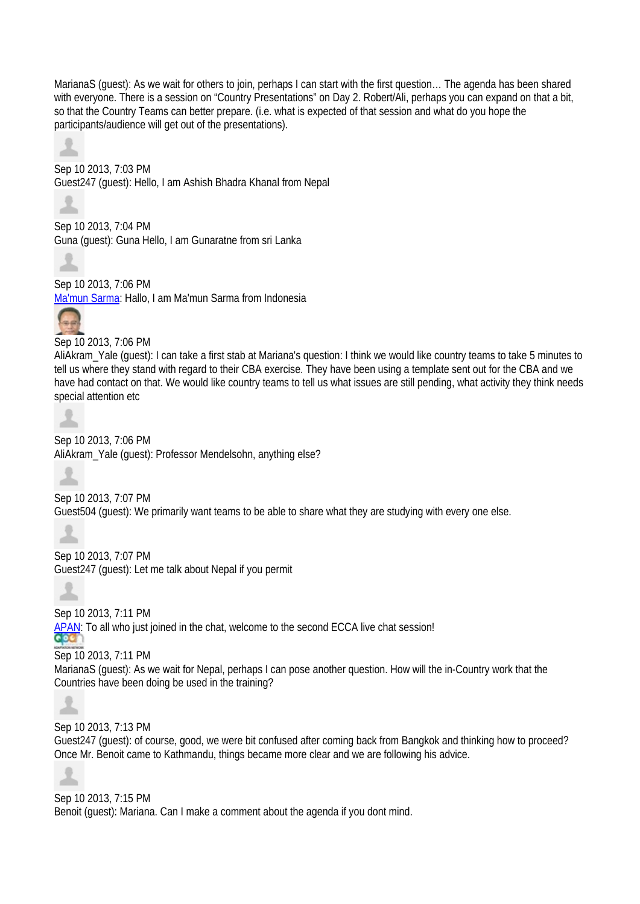MarianaS (guest): As we wait for others to join, perhaps I can start with the first question… The agenda has been shared with everyone. There is a session on "Country Presentations" on Day 2. Robert/Ali, perhaps you can expand on that a bit, so that the Country Teams can better prepare. (i.e. what is expected of that session and what do you hope the participants/audience will get out of the presentations).

Sep 10 2013, 7:03 PM
Guest247 (guest): Hello, I am Ashish Bhadra Khanal from Nepal

Sep 10 2013, 7:04 PM
Guna (guest): Guna Hello, I am Gunaratne from sri Lanka

Sep 10 2013, 7:06 PM
Ma'mun Sarma: Hallo, I am Ma'mun Sarma from Indonesia

Sep 10 2013, 7:06 PM
AliAkram_Yale (guest): I can take a first stab at Mariana's question: I think we would like country teams to take 5 minutes to tell us where they stand with regard to their CBA exercise. They have been using a template sent out for the CBA and we have had contact on that. We would like country teams to tell us what issues are still pending, what activity they think needs special attention etc

Sep 10 2013, 7:06 PM
AliAkram_Yale (guest): Professor Mendelsohn, anything else?

Sep 10 2013, 7:07 PM
Guest504 (guest): We primarily want teams to be able to share what they are studying with every one else.

Sep 10 2013, 7:07 PM
Guest247 (guest): Let me talk about Nepal if you permit

Sep 10 2013, 7:11 PM
APAN: To all who just joined in the chat, welcome to the second ECCA live chat session!

Sep 10 2013, 7:11 PM
MarianaS (guest): As we wait for Nepal, perhaps I can pose another question. How will the in-Country work that the Countries have been doing be used in the training?

Sep 10 2013, 7:13 PM
Guest247 (guest): of course, good, we were bit confused after coming back from Bangkok and thinking how to proceed? Once Mr. Benoit came to Kathmandu, things became more clear and we are following his advice.

Sep 10 2013, 7:15 PM
Benoit (guest): Mariana. Can I make a comment about the agenda if you dont mind.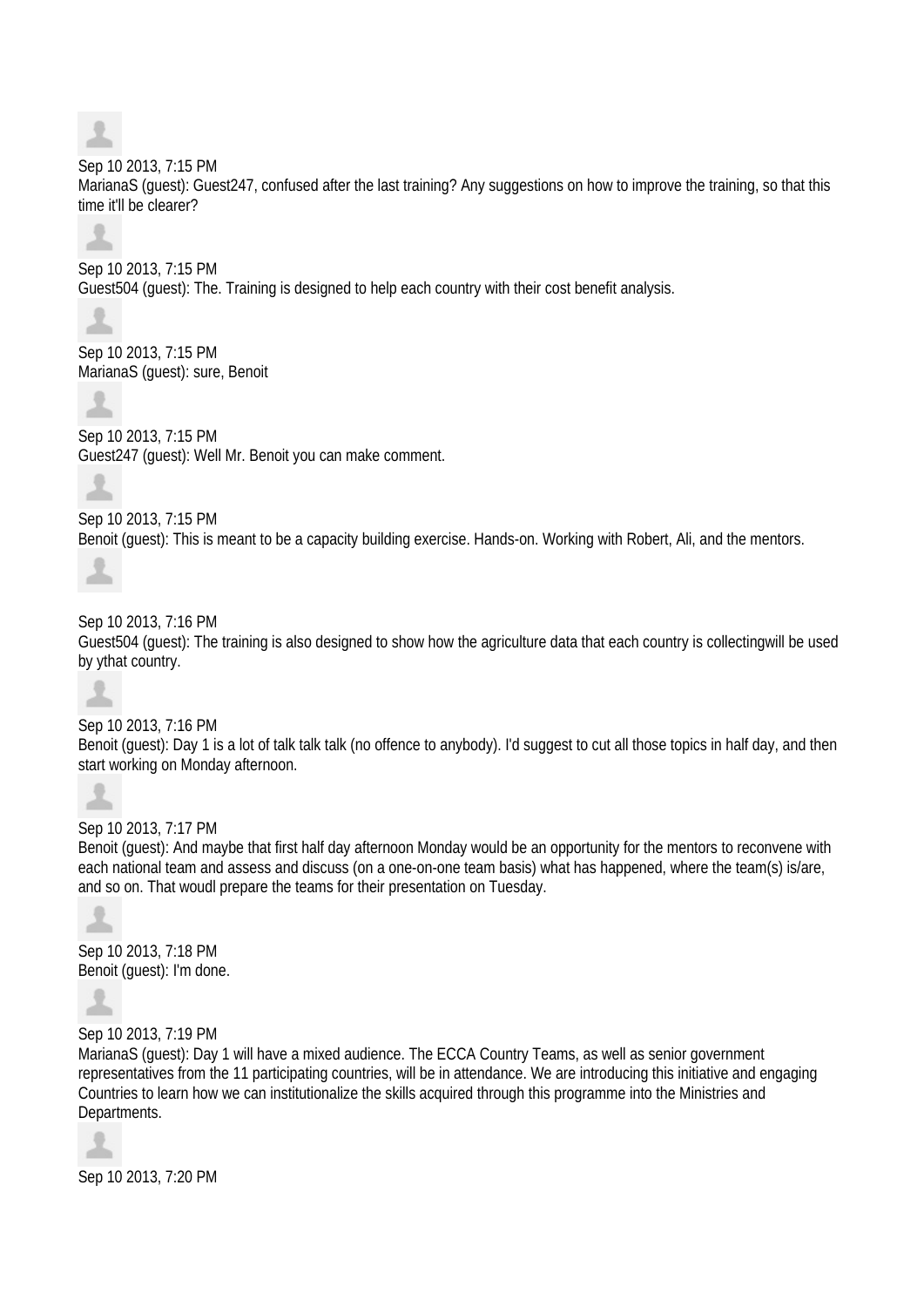Sep 10 2013, 7:15 PM
MarianaS (guest): Guest247, confused after the last training? Any suggestions on how to improve the training, so that this time it'll be clearer?

Sep 10 2013, 7:15 PM
Guest504 (guest): The. Training is designed to help each country with their cost benefit analysis.

Sep 10 2013, 7:15 PM
MarianaS (guest): sure, Benoit

Sep 10 2013, 7:15 PM
Guest247 (guest): Well Mr. Benoit you can make comment.

Sep 10 2013, 7:15 PM
Benoit (guest): This is meant to be a capacity building exercise. Hands-on. Working with Robert, Ali, and the mentors.

Sep 10 2013, 7:16 PM
Guest504 (guest): The training is also designed to show how the agriculture data that each country is collectingwill be used by ythat country.

Sep 10 2013, 7:16 PM
Benoit (guest): Day 1 is a lot of talk talk talk (no offence to anybody). I'd suggest to cut all those topics in half day, and then start working on Monday afternoon.

Sep 10 2013, 7:17 PM
Benoit (guest): And maybe that first half day afternoon Monday would be an opportunity for the mentors to reconvene with each national team and assess and discuss (on a one-on-one team basis) what has happened, where the team(s) is/are, and so on. That woudl prepare the teams for their presentation on Tuesday.

Sep 10 2013, 7:18 PM
Benoit (guest): I'm done.

Sep 10 2013, 7:19 PM
MarianaS (guest): Day 1 will have a mixed audience. The ECCA Country Teams, as well as senior government representatives from the 11 participating countries, will be in attendance. We are introducing this initiative and engaging Countries to learn how we can institutionalize the skills acquired through this programme into the Ministries and Departments.

Sep 10 2013, 7:20 PM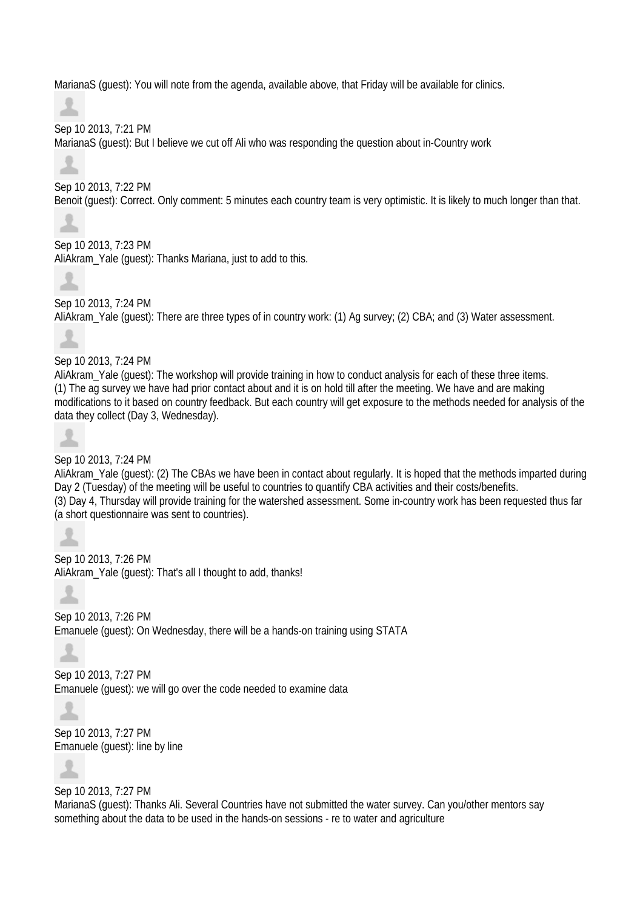MarianaS (guest): You will note from the agenda, available above, that Friday will be available for clinics.

Sep 10 2013, 7:21 PM
MarianaS (guest): But I believe we cut off Ali who was responding the question about in-Country work

Sep 10 2013, 7:22 PM
Benoit (guest): Correct. Only comment: 5 minutes each country team is very optimistic. It is likely to much longer than that.

Sep 10 2013, 7:23 PM
AliAkram_Yale (guest): Thanks Mariana, just to add to this.

Sep 10 2013, 7:24 PM
AliAkram_Yale (guest): There are three types of in country work: (1) Ag survey; (2) CBA; and (3) Water assessment.

Sep 10 2013, 7:24 PM
AliAkram_Yale (guest): The workshop will provide training in how to conduct analysis for each of these three items.
(1) The ag survey we have had prior contact about and it is on hold till after the meeting. We have and are making modifications to it based on country feedback. But each country will get exposure to the methods needed for analysis of the data they collect (Day 3, Wednesday).

Sep 10 2013, 7:24 PM
AliAkram_Yale (guest): (2) The CBAs we have been in contact about regularly. It is hoped that the methods imparted during Day 2 (Tuesday) of the meeting will be useful to countries to quantify CBA activities and their costs/benefits.
(3) Day 4, Thursday will provide training for the watershed assessment. Some in-country work has been requested thus far (a short questionnaire was sent to countries).

Sep 10 2013, 7:26 PM
AliAkram_Yale (guest): That's all I thought to add, thanks!

Sep 10 2013, 7:26 PM
Emanuele (guest): On Wednesday, there will be a hands-on training using STATA

Sep 10 2013, 7:27 PM
Emanuele (guest): we will go over the code needed to examine data

Sep 10 2013, 7:27 PM
Emanuele (guest): line by line

Sep 10 2013, 7:27 PM
MarianaS (guest): Thanks Ali. Several Countries have not submitted the water survey. Can you/other mentors say something about the data to be used in the hands-on sessions - re to water and agriculture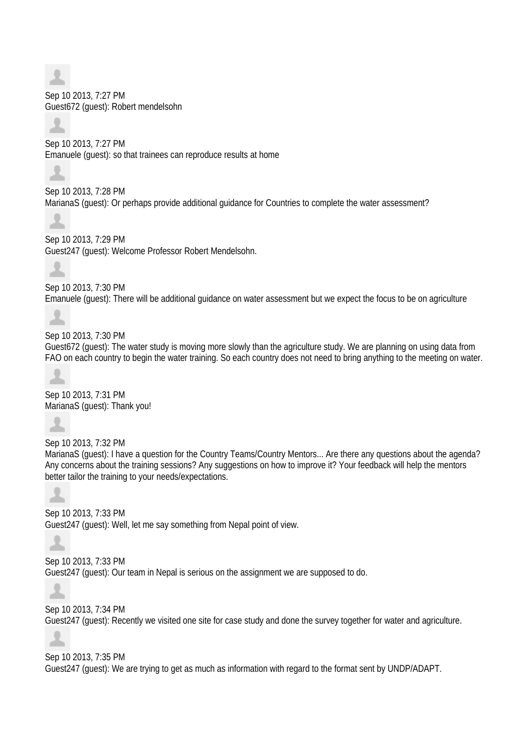Sep 10 2013, 7:27 PM
Guest672 (guest): Robert mendelsohn

Sep 10 2013, 7:27 PM
Emanuele (guest): so that trainees can reproduce results at home

Sep 10 2013, 7:28 PM
MarianaS (guest): Or perhaps provide additional guidance for Countries to complete the water assessment?

Sep 10 2013, 7:29 PM
Guest247 (guest): Welcome Professor Robert Mendelsohn.

Sep 10 2013, 7:30 PM
Emanuele (guest): There will be additional guidance on water assessment but we expect the focus to be on agriculture

Sep 10 2013, 7:30 PM
Guest672 (guest): The water study is moving more slowly than the agriculture study. We are planning on using data from FAO on each country to begin the water training. So each country does not need to bring anything to the meeting on water.

Sep 10 2013, 7:31 PM
MarianaS (guest): Thank you!

Sep 10 2013, 7:32 PM
MarianaS (guest): I have a question for the Country Teams/Country Mentors... Are there any questions about the agenda? Any concerns about the training sessions? Any suggestions on how to improve it? Your feedback will help the mentors better tailor the training to your needs/expectations.

Sep 10 2013, 7:33 PM
Guest247 (guest): Well, let me say something from Nepal point of view.

Sep 10 2013, 7:33 PM
Guest247 (guest): Our team in Nepal is serious on the assignment we are supposed to do.

Sep 10 2013, 7:34 PM
Guest247 (guest): Recently we visited one site for case study and done the survey together for water and agriculture.

Sep 10 2013, 7:35 PM
Guest247 (guest): We are trying to get as much as information with regard to the format sent by UNDP/ADAPT.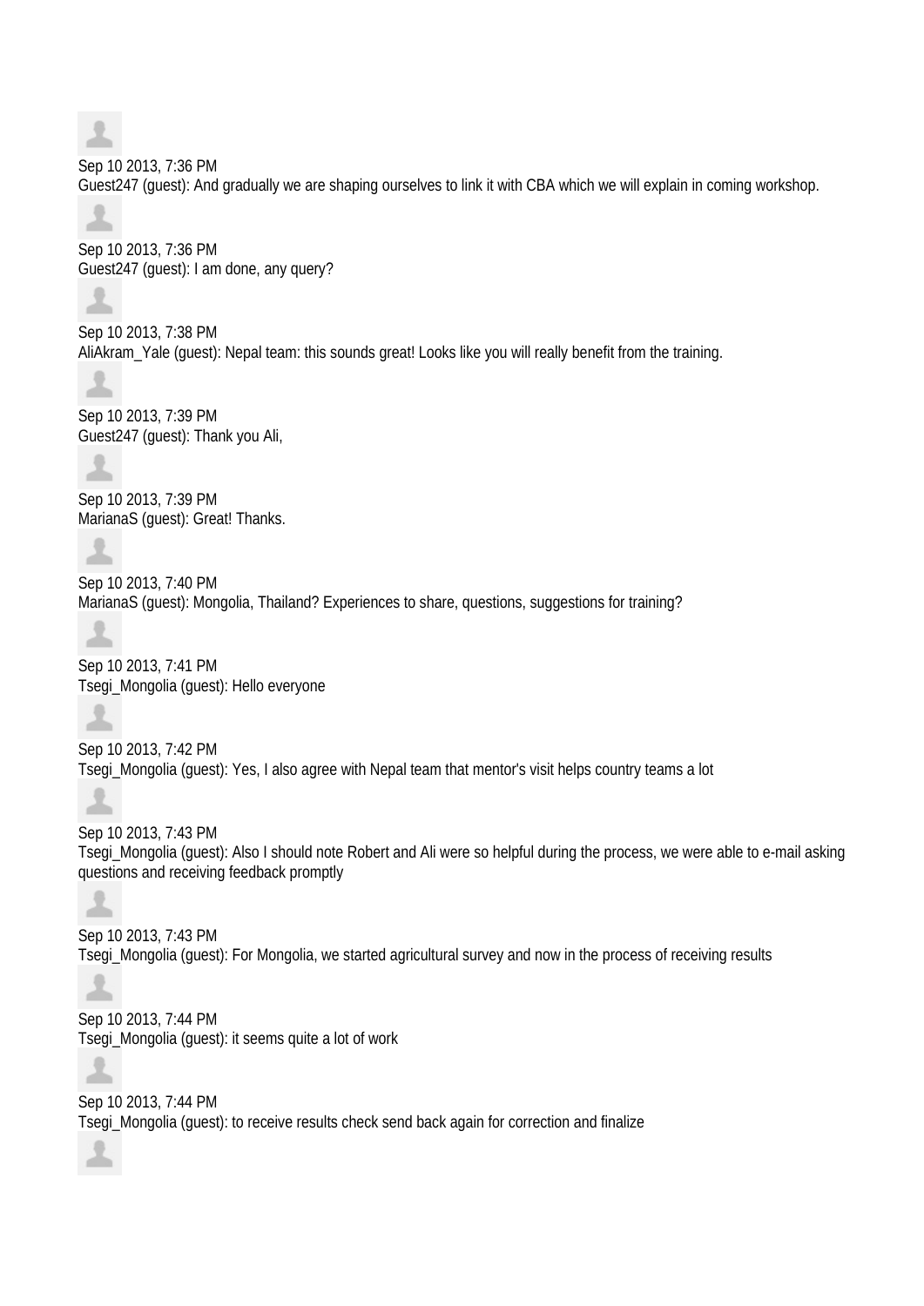Sep 10 2013, 7:36 PM
Guest247 (guest): And gradually we are shaping ourselves to link it with CBA which we will explain in coming workshop.

Sep 10 2013, 7:36 PM
Guest247 (guest): I am done, any query?

Sep 10 2013, 7:38 PM
AliAkram_Yale (guest): Nepal team: this sounds great! Looks like you will really benefit from the training.

Sep 10 2013, 7:39 PM
Guest247 (guest): Thank you Ali,

Sep 10 2013, 7:39 PM
MarianaS (guest): Great! Thanks.

Sep 10 2013, 7:40 PM
MarianaS (guest): Mongolia, Thailand? Experiences to share, questions, suggestions for training?

Sep 10 2013, 7:41 PM
Tsegi_Mongolia (guest): Hello everyone

Sep 10 2013, 7:42 PM
Tsegi_Mongolia (guest): Yes, I also agree with Nepal team that mentor's visit helps country teams a lot

Sep 10 2013, 7:43 PM
Tsegi_Mongolia (guest): Also I should note Robert and Ali were so helpful during the process, we were able to e-mail asking questions and receiving feedback promptly

Sep 10 2013, 7:43 PM
Tsegi_Mongolia (guest): For Mongolia, we started agricultural survey and now in the process of receiving results

Sep 10 2013, 7:44 PM
Tsegi_Mongolia (guest): it seems quite a lot of work

Sep 10 2013, 7:44 PM
Tsegi_Mongolia (guest): to receive results check send back again for correction and finalize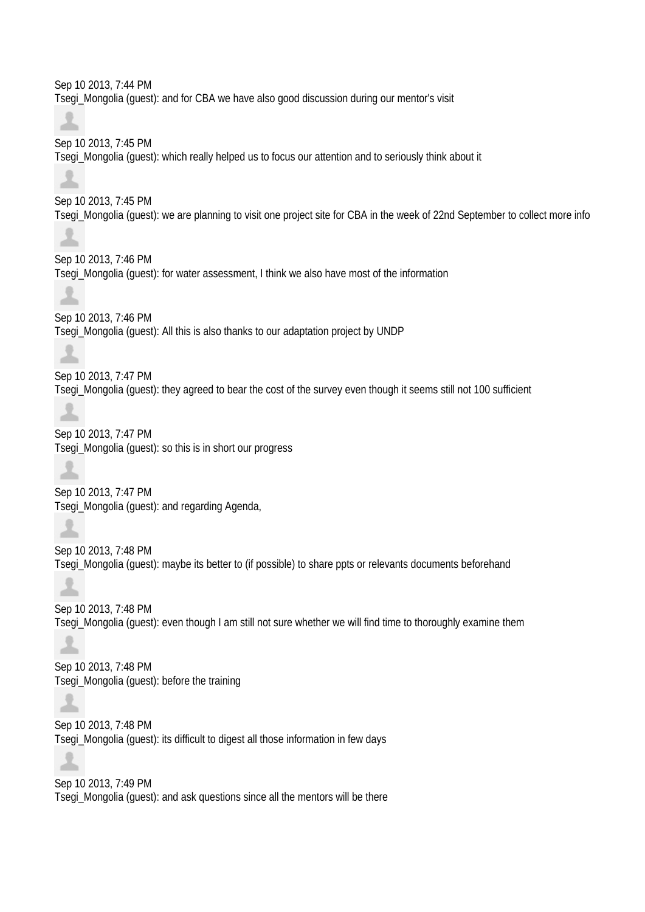Sep 10 2013, 7:44 PM
Tsegi_Mongolia (guest): and for CBA we have also good discussion during our mentor's visit

Sep 10 2013, 7:45 PM
Tsegi_Mongolia (guest): which really helped us to focus our attention and to seriously think about it

Sep 10 2013, 7:45 PM
Tsegi_Mongolia (guest): we are planning to visit one project site for CBA in the week of 22nd September to collect more info

Sep 10 2013, 7:46 PM
Tsegi_Mongolia (guest): for water assessment, I think we also have most of the information

Sep 10 2013, 7:46 PM
Tsegi_Mongolia (guest): All this is also thanks to our adaptation project by UNDP

Sep 10 2013, 7:47 PM
Tsegi_Mongolia (guest): they agreed to bear the cost of the survey even though it seems still not 100 sufficient

Sep 10 2013, 7:47 PM
Tsegi_Mongolia (guest): so this is in short our progress

Sep 10 2013, 7:47 PM
Tsegi_Mongolia (guest): and regarding Agenda,

Sep 10 2013, 7:48 PM
Tsegi_Mongolia (guest): maybe its better to (if possible) to share ppts or relevants documents beforehand

Sep 10 2013, 7:48 PM
Tsegi_Mongolia (guest): even though I am still not sure whether we will find time to thoroughly examine them

Sep 10 2013, 7:48 PM
Tsegi_Mongolia (guest): before the training

Sep 10 2013, 7:48 PM
Tsegi_Mongolia (guest): its difficult to digest all those information in few days

Sep 10 2013, 7:49 PM
Tsegi_Mongolia (guest): and ask questions since all the mentors will be there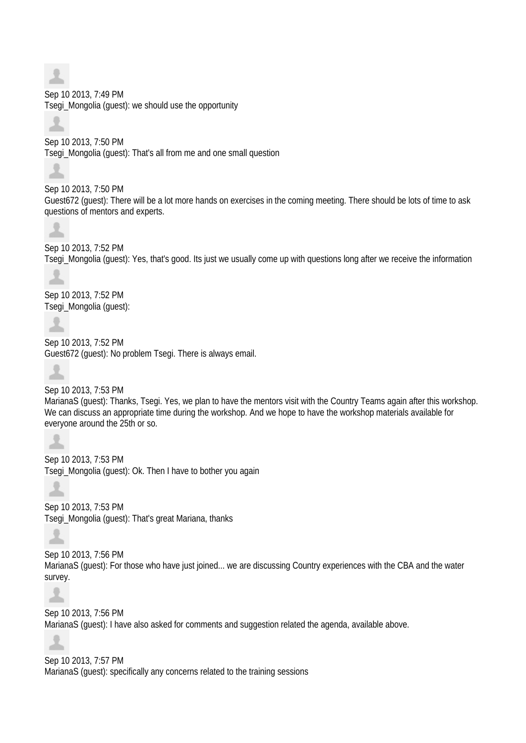Sep 10 2013, 7:49 PM
Tsegi_Mongolia (guest): we should use the opportunity

Sep 10 2013, 7:50 PM
Tsegi_Mongolia (guest): That's all from me and one small question

Sep 10 2013, 7:50 PM
Guest672 (guest): There will be a lot more hands on exercises in the coming meeting. There should be lots of time to ask questions of mentors and experts.

Sep 10 2013, 7:52 PM
Tsegi_Mongolia (guest): Yes, that's good. Its just we usually come up with questions long after we receive the information

Sep 10 2013, 7:52 PM
Tsegi_Mongolia (guest):

Sep 10 2013, 7:52 PM
Guest672 (guest): No problem Tsegi. There is always email.

Sep 10 2013, 7:53 PM
MarianaS (guest): Thanks, Tsegi. Yes, we plan to have the mentors visit with the Country Teams again after this workshop. We can discuss an appropriate time during the workshop. And we hope to have the workshop materials available for everyone around the 25th or so.

Sep 10 2013, 7:53 PM
Tsegi_Mongolia (guest): Ok. Then I have to bother you again

Sep 10 2013, 7:53 PM
Tsegi_Mongolia (guest): That's great Mariana, thanks

Sep 10 2013, 7:56 PM
MarianaS (guest): For those who have just joined... we are discussing Country experiences with the CBA and the water survey.

Sep 10 2013, 7:56 PM
MarianaS (guest): I have also asked for comments and suggestion related the agenda, available above.

Sep 10 2013, 7:57 PM
MarianaS (guest): specifically any concerns related to the training sessions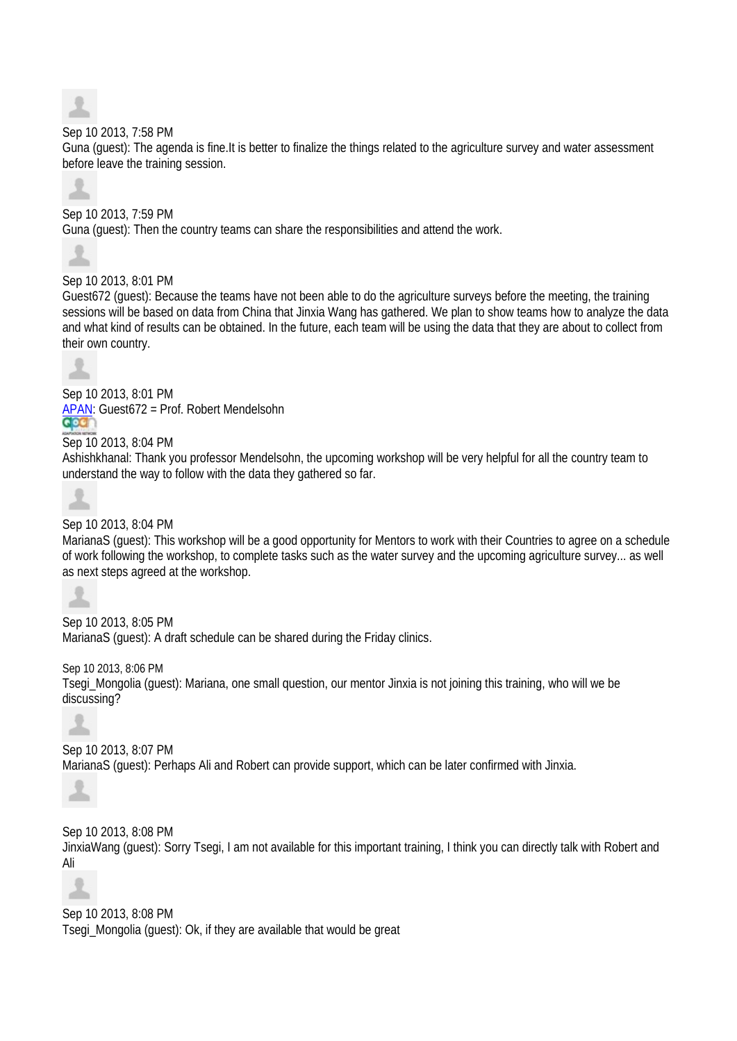Sep 10 2013, 7:58 PM
Guna (guest): The agenda is fine.It is better to finalize the things related to the agriculture survey and water assessment before leave the training session.

Sep 10 2013, 7:59 PM
Guna (guest): Then the country teams can share the responsibilities and attend the work.

Sep 10 2013, 8:01 PM
Guest672 (guest): Because the teams have not been able to do the agriculture surveys before the meeting, the training sessions will be based on data from China that Jinxia Wang has gathered. We plan to show teams how to analyze the data and what kind of results can be obtained. In the future, each team will be using the data that they are about to collect from their own country.

Sep 10 2013, 8:01 PM
APAN: Guest672 = Prof. Robert Mendelsohn

Sep 10 2013, 8:04 PM
Ashishkhanal: Thank you professor Mendelsohn, the upcoming workshop will be very helpful for all the country team to understand the way to follow with the data they gathered so far.

Sep 10 2013, 8:04 PM
MarianaS (guest): This workshop will be a good opportunity for Mentors to work with their Countries to agree on a schedule of work following the workshop, to complete tasks such as the water survey and the upcoming agriculture survey... as well as next steps agreed at the workshop.

Sep 10 2013, 8:05 PM
MarianaS (guest): A draft schedule can be shared during the Friday clinics.

Sep 10 2013, 8:06 PM
Tsegi_Mongolia (guest): Mariana, one small question, our mentor Jinxia is not joining this training, who will we be discussing?

Sep 10 2013, 8:07 PM
MarianaS (guest): Perhaps Ali and Robert can provide support, which can be later confirmed with Jinxia.

Sep 10 2013, 8:08 PM
JinxiaWang (guest): Sorry Tsegi, I am not available for this important training, I think you can directly talk with Robert and Ali

Sep 10 2013, 8:08 PM
Tsegi_Mongolia (guest): Ok, if they are available that would be great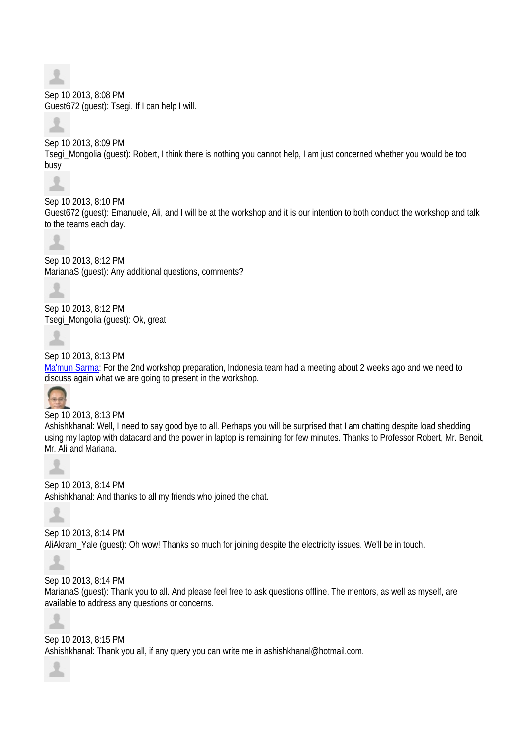Sep 10 2013, 8:08 PM
Guest672 (guest): Tsegi. If I can help I will.

Sep 10 2013, 8:09 PM
Tsegi_Mongolia (guest): Robert, I think there is nothing you cannot help, I am just concerned whether you would be too busy

Sep 10 2013, 8:10 PM
Guest672 (guest): Emanuele, Ali, and I will be at the workshop and it is our intention to both conduct the workshop and talk to the teams each day.

Sep 10 2013, 8:12 PM
MarianaS (guest): Any additional questions, comments?

Sep 10 2013, 8:12 PM
Tsegi_Mongolia (guest): Ok, great

Sep 10 2013, 8:13 PM
Ma'mun Sarma: For the 2nd workshop preparation, Indonesia team had a meeting about 2 weeks ago and we need to discuss again what we are going to present in the workshop.

Sep 10 2013, 8:13 PM
Ashishkhanal: Well, I need to say good bye to all. Perhaps you will be surprised that I am chatting despite load shedding using my laptop with datacard and the power in laptop is remaining for few minutes. Thanks to Professor Robert, Mr. Benoit, Mr. Ali and Mariana.

Sep 10 2013, 8:14 PM
Ashishkhanal: And thanks to all my friends who joined the chat.

Sep 10 2013, 8:14 PM
AliAkram_Yale (guest): Oh wow! Thanks so much for joining despite the electricity issues. We'll be in touch.

Sep 10 2013, 8:14 PM
MarianaS (guest): Thank you to all. And please feel free to ask questions offline. The mentors, as well as myself, are available to address any questions or concerns.

Sep 10 2013, 8:15 PM
Ashishkhanal: Thank you all, if any query you can write me in ashishkhanal@hotmail.com.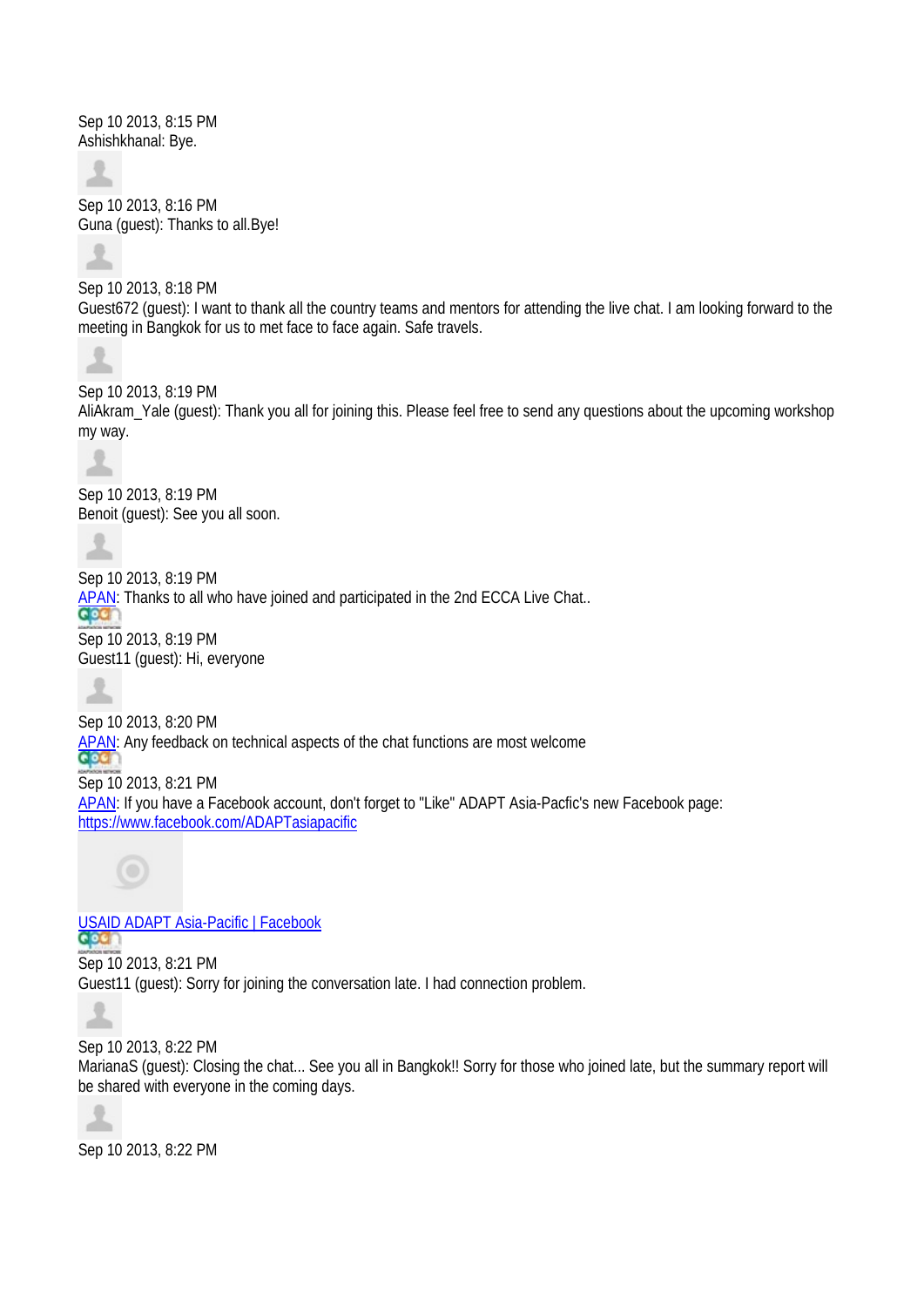Sep 10 2013, 8:15 PM
Ashishkhanal: Bye.

Sep 10 2013, 8:16 PM
Guna (guest): Thanks to all.Bye!

Sep 10 2013, 8:18 PM
Guest672 (guest): I want to thank all the country teams and mentors for attending the live chat. I am looking forward to the meeting in Bangkok for us to met face to face again. Safe travels.

Sep 10 2013, 8:19 PM
AliAkram_Yale (guest): Thank you all for joining this. Please feel free to send any questions about the upcoming workshop my way.

Sep 10 2013, 8:19 PM
Benoit (guest): See you all soon.

Sep 10 2013, 8:19 PM
APAN: Thanks to all who have joined and participated in the 2nd ECCA Live Chat..

Sep 10 2013, 8:19 PM
Guest11 (guest): Hi, everyone

Sep 10 2013, 8:20 PM
APAN: Any feedback on technical aspects of the chat functions are most welcome

Sep 10 2013, 8:21 PM
APAN: If you have a Facebook account, don't forget to "Like" ADAPT Asia-Pacfic's new Facebook page: https://www.facebook.com/ADAPTasiapacific

USAID ADAPT Asia-Pacific | Facebook

Sep 10 2013, 8:21 PM
Guest11 (guest): Sorry for joining the conversation late. I had connection problem.

Sep 10 2013, 8:22 PM
MarianaS (guest): Closing the chat... See you all in Bangkok!! Sorry for those who joined late, but the summary report will be shared with everyone in the coming days.

Sep 10 2013, 8:22 PM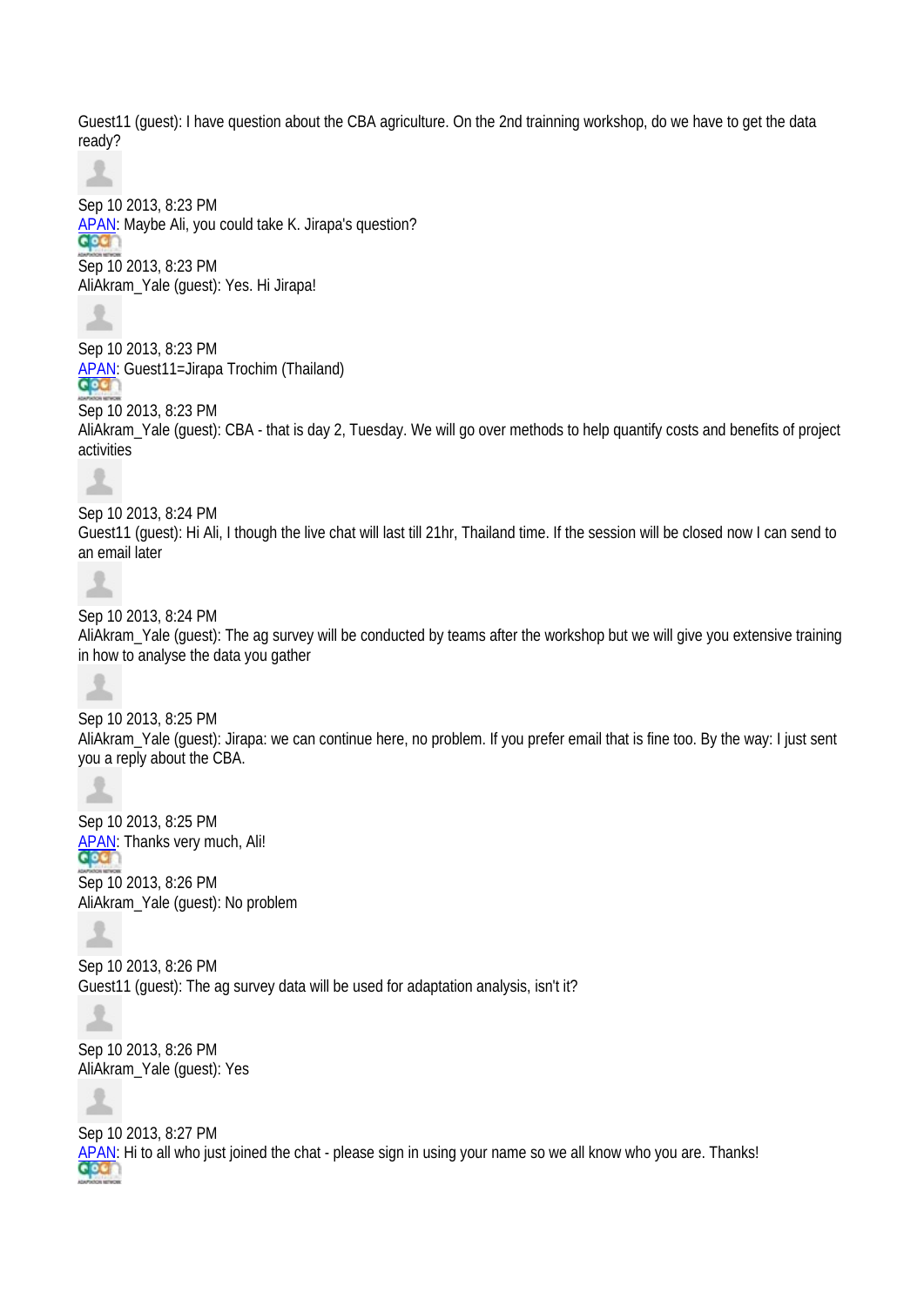Guest11 (guest): I have question about the CBA agriculture. On the 2nd trainning workshop, do we have to get the data ready?

Sep 10 2013, 8:23 PM
[APAN](#): Maybe Ali, you could take K. Jirapa's question?

Sep 10 2013, 8:23 PM
AliAkram_Yale (guest): Yes. Hi Jirapa!

Sep 10 2013, 8:23 PM
[APAN](#): Guest11=Jirapa Trochim (Thailand)

Sep 10 2013, 8:23 PM
AliAkram_Yale (guest): CBA - that is day 2, Tuesday. We will go over methods to help quantify costs and benefits of project activities

Sep 10 2013, 8:24 PM
Guest11 (guest): Hi Ali, I though the live chat will last till 21hr, Thailand time. If the session will be closed now I can send to an email later

Sep 10 2013, 8:24 PM
AliAkram_Yale (guest): The ag survey will be conducted by teams after the workshop but we will give you extensive training in how to analyse the data you gather

Sep 10 2013, 8:25 PM
AliAkram_Yale (guest): Jirapa: we can continue here, no problem. If you prefer email that is fine too. By the way: I just sent you a reply about the CBA.

Sep 10 2013, 8:25 PM
[APAN](#): Thanks very much, Ali!

Sep 10 2013, 8:26 PM
AliAkram_Yale (guest): No problem

Sep 10 2013, 8:26 PM
Guest11 (guest): The ag survey data will be used for adaptation analysis, isn't it?

Sep 10 2013, 8:26 PM
AliAkram_Yale (guest): Yes

Sep 10 2013, 8:27 PM
[APAN](#): Hi to all who just joined the chat - please sign in using your name so we all know who you are. Thanks!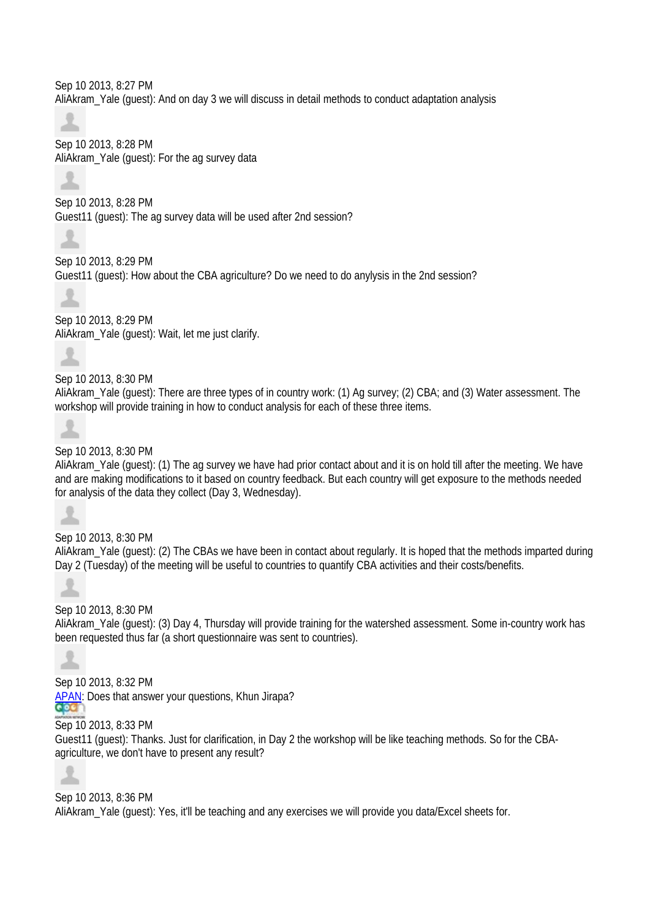Sep 10 2013, 8:27 PM
AliAkram_Yale (guest): And on day 3 we will discuss in detail methods to conduct adaptation analysis

Sep 10 2013, 8:28 PM
AliAkram_Yale (guest): For the ag survey data

Sep 10 2013, 8:28 PM
Guest11 (guest): The ag survey data will be used after 2nd session?

Sep 10 2013, 8:29 PM
Guest11 (guest): How about the CBA agriculture? Do we need to do anylysis in the 2nd session?

Sep 10 2013, 8:29 PM
AliAkram_Yale (guest): Wait, let me just clarify.

Sep 10 2013, 8:30 PM
AliAkram_Yale (guest): There are three types of in country work: (1) Ag survey; (2) CBA; and (3) Water assessment. The workshop will provide training in how to conduct analysis for each of these three items.

Sep 10 2013, 8:30 PM
AliAkram_Yale (guest): (1) The ag survey we have had prior contact about and it is on hold till after the meeting. We have and are making modifications to it based on country feedback. But each country will get exposure to the methods needed for analysis of the data they collect (Day 3, Wednesday).

Sep 10 2013, 8:30 PM
AliAkram_Yale (guest): (2) The CBAs we have been in contact about regularly. It is hoped that the methods imparted during Day 2 (Tuesday) of the meeting will be useful to countries to quantify CBA activities and their costs/benefits.

Sep 10 2013, 8:30 PM
AliAkram_Yale (guest): (3) Day 4, Thursday will provide training for the watershed assessment. Some in-country work has been requested thus far (a short questionnaire was sent to countries).

Sep 10 2013, 8:32 PM
APAN: Does that answer your questions, Khun Jirapa?

Sep 10 2013, 8:33 PM
Guest11 (guest): Thanks. Just for clarification, in Day 2 the workshop will be like teaching methods. So for the CBA-agriculture, we don't have to present any result?

Sep 10 2013, 8:36 PM
AliAkram_Yale (guest): Yes, it'll be teaching and any exercises we will provide you data/Excel sheets for.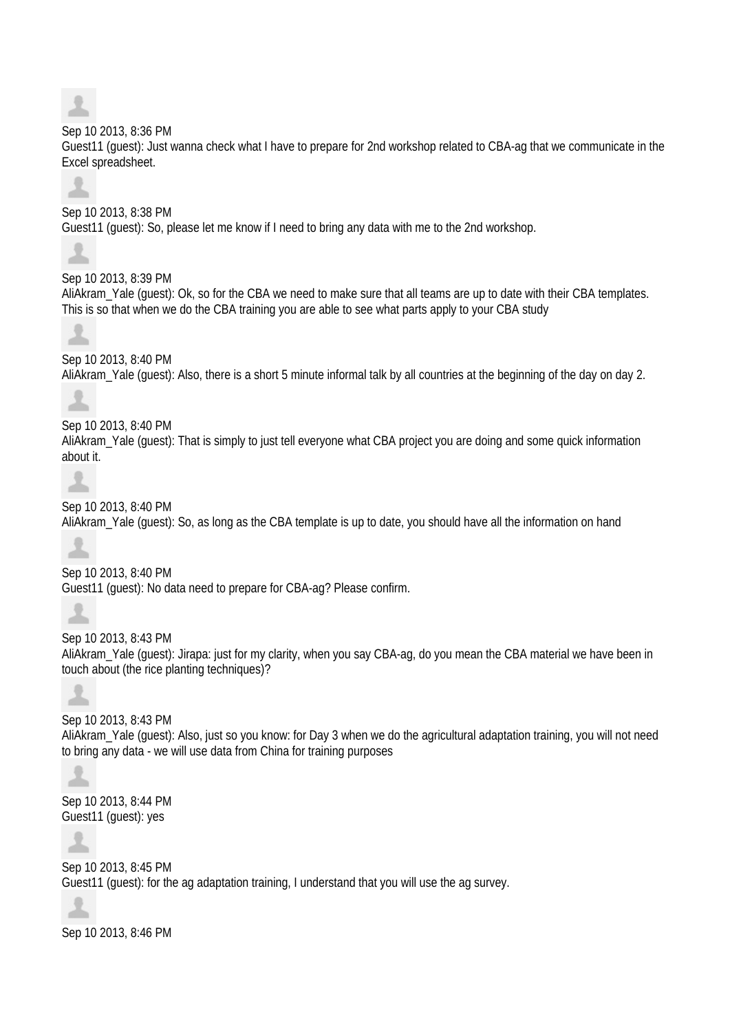Sep 10 2013, 8:36 PM
Guest11 (guest): Just wanna check what I have to prepare for 2nd workshop related to CBA-ag that we communicate in the Excel spreadsheet.

Sep 10 2013, 8:38 PM
Guest11 (guest): So, please let me know if I need to bring any data with me to the 2nd workshop.

Sep 10 2013, 8:39 PM
AliAkram_Yale (guest): Ok, so for the CBA we need to make sure that all teams are up to date with their CBA templates. This is so that when we do the CBA training you are able to see what parts apply to your CBA study

Sep 10 2013, 8:40 PM
AliAkram_Yale (guest): Also, there is a short 5 minute informal talk by all countries at the beginning of the day on day 2.

Sep 10 2013, 8:40 PM
AliAkram_Yale (guest): That is simply to just tell everyone what CBA project you are doing and some quick information about it.

Sep 10 2013, 8:40 PM
AliAkram_Yale (guest): So, as long as the CBA template is up to date, you should have all the information on hand

Sep 10 2013, 8:40 PM
Guest11 (guest): No data need to prepare for CBA-ag? Please confirm.

Sep 10 2013, 8:43 PM
AliAkram_Yale (guest): Jirapa: just for my clarity, when you say CBA-ag, do you mean the CBA material we have been in touch about (the rice planting techniques)?

Sep 10 2013, 8:43 PM
AliAkram_Yale (guest): Also, just so you know: for Day 3 when we do the agricultural adaptation training, you will not need to bring any data - we will use data from China for training purposes

Sep 10 2013, 8:44 PM
Guest11 (guest): yes

Sep 10 2013, 8:45 PM
Guest11 (guest): for the ag adaptation training, I understand that you will use the ag survey.

Sep 10 2013, 8:46 PM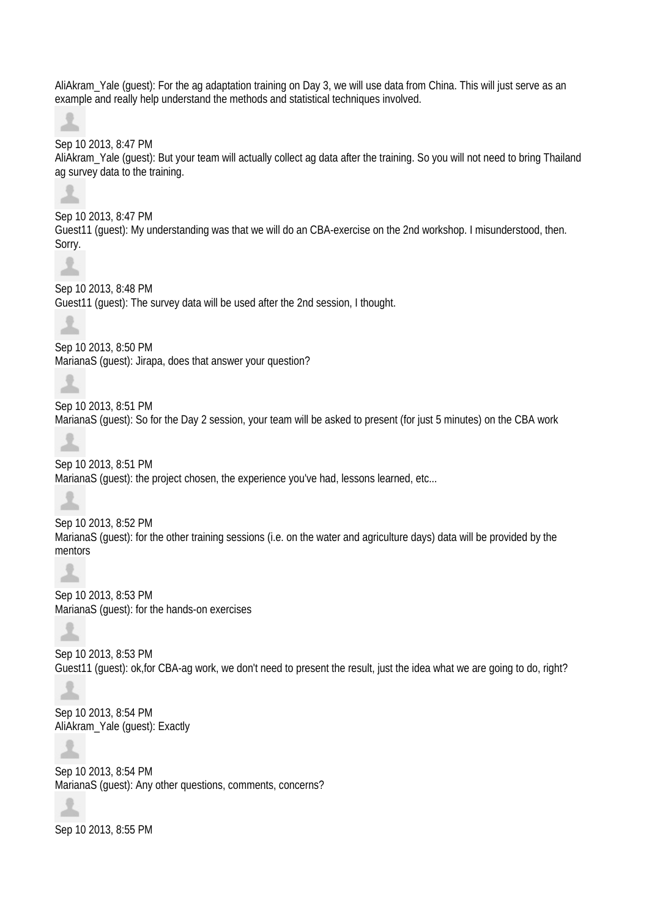AliAkram_Yale (guest): For the ag adaptation training on Day 3, we will use data from China. This will just serve as an example and really help understand the methods and statistical techniques involved.

Sep 10 2013, 8:47 PM
AliAkram_Yale (guest): But your team will actually collect ag data after the training. So you will not need to bring Thailand ag survey data to the training.

Sep 10 2013, 8:47 PM
Guest11 (guest): My understanding was that we will do an CBA-exercise on the 2nd workshop. I misunderstood, then. Sorry.

Sep 10 2013, 8:48 PM
Guest11 (guest): The survey data will be used after the 2nd session, I thought.

Sep 10 2013, 8:50 PM
MarianaS (guest): Jirapa, does that answer your question?

Sep 10 2013, 8:51 PM
MarianaS (guest): So for the Day 2 session, your team will be asked to present (for just 5 minutes) on the CBA work

Sep 10 2013, 8:51 PM
MarianaS (guest): the project chosen, the experience you've had, lessons learned, etc...

Sep 10 2013, 8:52 PM
MarianaS (guest): for the other training sessions (i.e. on the water and agriculture days) data will be provided by the mentors

Sep 10 2013, 8:53 PM
MarianaS (guest): for the hands-on exercises

Sep 10 2013, 8:53 PM
Guest11 (guest): ok,for CBA-ag work, we don't need to present the result, just the idea what we are going to do, right?

Sep 10 2013, 8:54 PM
AliAkram_Yale (guest): Exactly

Sep 10 2013, 8:54 PM
MarianaS (guest): Any other questions, comments, concerns?

Sep 10 2013, 8:55 PM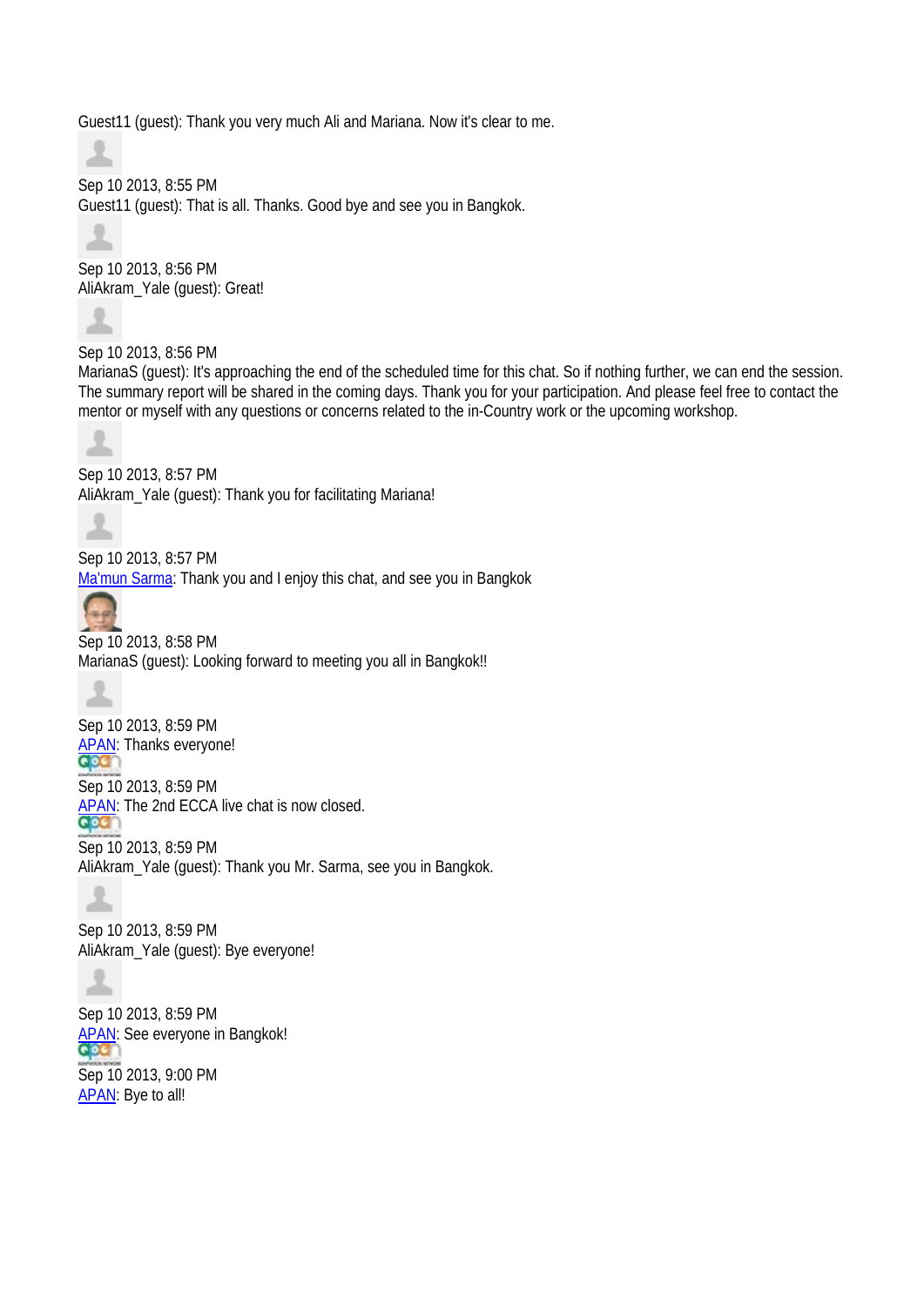Guest11 (guest): Thank you very much Ali and Mariana. Now it's clear to me.

Sep 10 2013, 8:55 PM
Guest11 (guest): That is all. Thanks. Good bye and see you in Bangkok.

Sep 10 2013, 8:56 PM
AliAkram_Yale (guest): Great!

Sep 10 2013, 8:56 PM
MarianaS (guest): It's approaching the end of the scheduled time for this chat. So if nothing further, we can end the session. The summary report will be shared in the coming days. Thank you for your participation. And please feel free to contact the mentor or myself with any questions or concerns related to the in-Country work or the upcoming workshop.

Sep 10 2013, 8:57 PM
AliAkram_Yale (guest): Thank you for facilitating Mariana!

Sep 10 2013, 8:57 PM
Ma'mun Sarma: Thank you and I enjoy this chat, and see you in Bangkok

Sep 10 2013, 8:58 PM
MarianaS (guest): Looking forward to meeting you all in Bangkok!!

Sep 10 2013, 8:59 PM
APAN: Thanks everyone!

Sep 10 2013, 8:59 PM
APAN: The 2nd ECCA live chat is now closed.

Sep 10 2013, 8:59 PM
AliAkram_Yale (guest): Thank you Mr. Sarma, see you in Bangkok.

Sep 10 2013, 8:59 PM
AliAkram_Yale (guest): Bye everyone!

Sep 10 2013, 8:59 PM
APAN: See everyone in Bangkok!

Sep 10 2013, 9:00 PM
APAN: Bye to all!